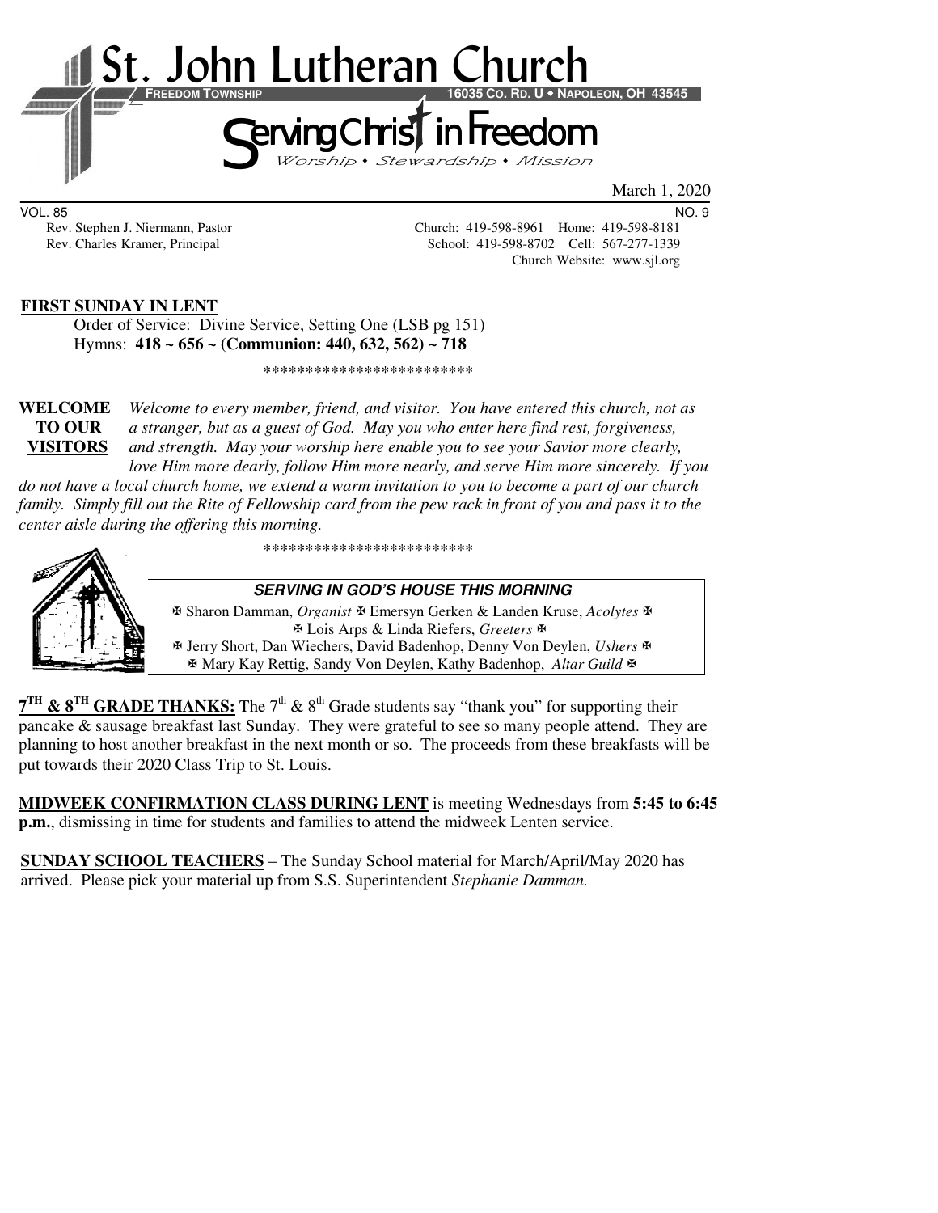# St. John Lutheran Church

**FREEDOM TOWNSHIP** **16035 CO. RD. U • NAPOLEON, OH 43545**

## Serving Christ in Freedom

*Worship • Stewardship • Mission*

March 1, 2020

VOL. 85 NO. 9

Rev. Stephen J. Niermann, Pastor
Rev. Charles Kramer, Principal

Church: 419-598-8961 Home: 419-598-8181
School: 419-598-8702 Cell: 567-277-1339
Church Website: www.sjl.org

**FIRST SUNDAY IN LENT**

Order of Service: Divine Service, Setting One (LSB pg 151)
Hymns: **418 ~ 656 ~ (Communion: 440, 632, 562) ~ 718**

\*\*\*\*\*\*\*\*\*\*\*\*\*\*\*\*\*\*\*\*\*\*\*\*\*

**WELCOME TO OUR VISITORS** *Welcome to every member, friend, and visitor. You have entered this church, not as a stranger, but as a guest of God. May you who enter here find rest, forgiveness, and strength. May your worship here enable you to see your Savior more clearly, love Him more dearly, follow Him more nearly, and serve Him more sincerely. If you do not have a local church home, we extend a warm invitation to you to become a part of our church family. Simply fill out the Rite of Fellowship card from the pew rack in front of you and pass it to the center aisle during the offering this morning.*

\*\*\*\*\*\*\*\*\*\*\*\*\*\*\*\*\*\*\*\*\*\*\*\*\*

***SERVING IN GOD'S HOUSE THIS MORNING***

✠ Sharon Damman, *Organist* ✠ Emersyn Gerken & Landen Kruse, *Acolytes* ✠
✠ Lois Arps & Linda Riefers, *Greeters* ✠
✠ Jerry Short, Dan Wiechers, David Badenhop, Denny Von Deylen, *Ushers* ✠
✠ Mary Kay Rettig, Sandy Von Deylen, Kathy Badenhop, *Altar Guild* ✠

**7TH & 8TH GRADE THANKS:** The 7th & 8th Grade students say "thank you" for supporting their pancake & sausage breakfast last Sunday. They were grateful to see so many people attend. They are planning to host another breakfast in the next month or so. The proceeds from these breakfasts will be put towards their 2020 Class Trip to St. Louis.

**MIDWEEK CONFIRMATION CLASS DURING LENT** is meeting Wednesdays from **5:45 to 6:45 p.m.**, dismissing in time for students and families to attend the midweek Lenten service.

**SUNDAY SCHOOL TEACHERS** – The Sunday School material for March/April/May 2020 has arrived. Please pick your material up from S.S. Superintendent *Stephanie Damman.*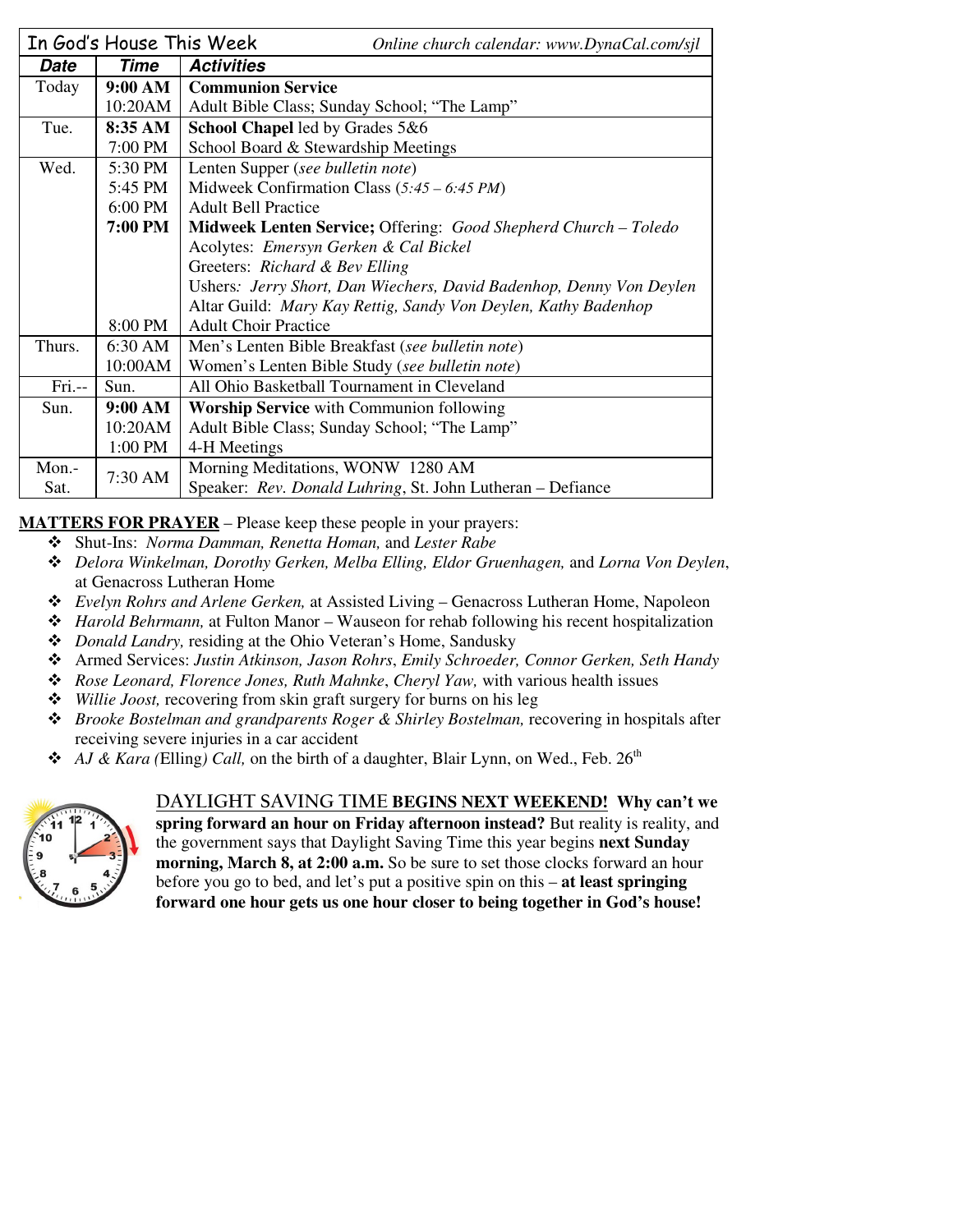| In God's House This Week | | *Online church calendar: www.DynaCal.com/sjl* |
|---|---|---|
| ***Date*** | ***Time*** | ***Activities*** |
| Today | **9:00 AM** | **Communion Service** |
| | 10:20AM | Adult Bible Class; Sunday School; "The Lamp" |
| Tue. | **8:35 AM** | **School Chapel** led by Grades 5&6 |
| | 7:00 PM | School Board & Stewardship Meetings |
| Wed. | 5:30 PM | Lenten Supper (*see bulletin note*) |
| | 5:45 PM | Midweek Confirmation Class (*5:45 – 6:45 PM*) |
| | 6:00 PM | Adult Bell Practice |
| | **7:00 PM** | **Midweek Lenten Service;** Offering: *Good Shepherd Church – Toledo* |
| | | Acolytes: *Emersyn Gerken & Cal Bickel* |
| | | Greeters: *Richard & Bev Elling* |
| | | Ushers: *Jerry Short, Dan Wiechers, David Badenhop, Denny Von Deylen* |
| | | Altar Guild: *Mary Kay Rettig, Sandy Von Deylen, Kathy Badenhop* |
| | 8:00 PM | Adult Choir Practice |
| Thurs. | 6:30 AM | Men's Lenten Bible Breakfast (*see bulletin note*) |
| | 10:00AM | Women's Lenten Bible Study (*see bulletin note*) |
| Fri.-- | Sun. | All Ohio Basketball Tournament in Cleveland |
| Sun. | **9:00 AM** | **Worship Service** with Communion following |
| | 10:20AM | Adult Bible Class; Sunday School; "The Lamp" |
| | 1:00 PM | 4-H Meetings |
| Mon.-Sat. | 7:30 AM | Morning Meditations, WONW 1280 AM |
| | | Speaker: *Rev. Donald Luhring*, St. John Lutheran – Defiance |

**MATTERS FOR PRAYER** – Please keep these people in your prayers:

- Shut-Ins: *Norma Damman, Renetta Homan,* and *Lester Rabe*
- *Delora Winkelman, Dorothy Gerken, Melba Elling, Eldor Gruenhagen,* and *Lorna Von Deylen*, at Genacross Lutheran Home
- *Evelyn Rohrs and Arlene Gerken,* at Assisted Living – Genacross Lutheran Home, Napoleon
- *Harold Behrmann,* at Fulton Manor – Wauseon for rehab following his recent hospitalization
- *Donald Landry,* residing at the Ohio Veteran's Home, Sandusky
- Armed Services: *Justin Atkinson, Jason Rohrs*, *Emily Schroeder, Connor Gerken, Seth Handy*
- *Rose Leonard, Florence Jones, Ruth Mahnke*, *Cheryl Yaw,* with various health issues
- *Willie Joost,* recovering from skin graft surgery for burns on his leg
- *Brooke Bostelman and grandparents Roger & Shirley Bostelman,* recovering in hospitals after receiving severe injuries in a car accident
- *AJ & Kara (*Elling*) Call,* on the birth of a daughter, Blair Lynn, on Wed., Feb. 26th

DAYLIGHT SAVING TIME **BEGINS NEXT WEEKEND! Why can't we spring forward an hour on Friday afternoon instead?** But reality is reality, and the government says that Daylight Saving Time this year begins **next Sunday morning, March 8, at 2:00 a.m.** So be sure to set those clocks forward an hour before you go to bed, and let's put a positive spin on this – **at least springing forward one hour gets us one hour closer to being together in God's house!**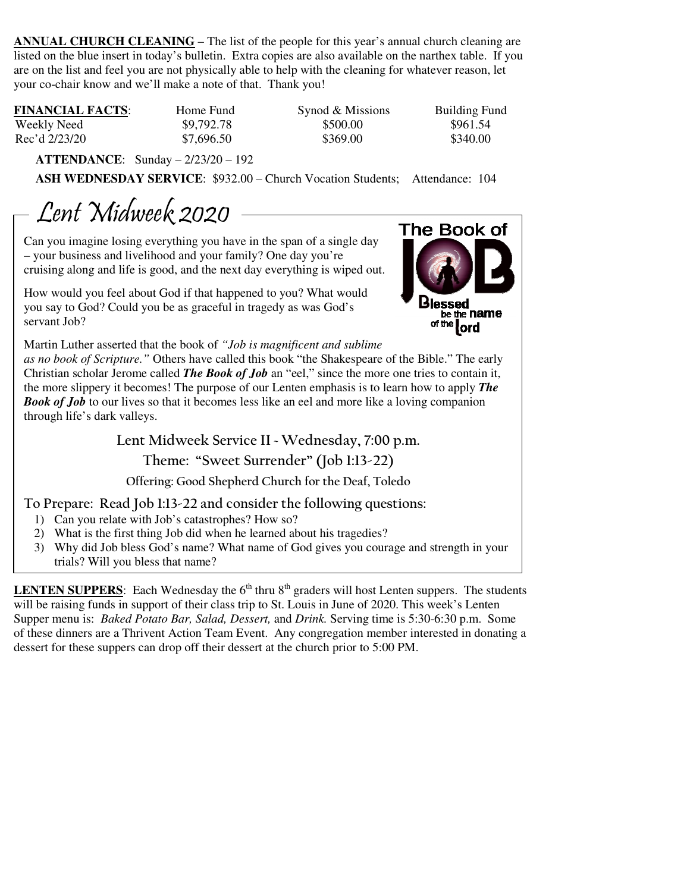**ANNUAL CHURCH CLEANING** – The list of the people for this year's annual church cleaning are listed on the blue insert in today's bulletin. Extra copies are also available on the narthex table. If you are on the list and feel you are not physically able to help with the cleaning for whatever reason, let your co-chair know and we'll make a note of that. Thank you!

| **FINANCIAL FACTS**: | Home Fund | Synod & Missions | Building Fund |
|---|---|---|---|
| Weekly Need | $9,792.78 | $500.00 | $961.54 |
| Rec'd 2/23/20 | $7,696.50 | $369.00 | $340.00 |

**ATTENDANCE**: Sunday – 2/23/20 – 192

**ASH WEDNESDAY SERVICE**: $932.00 – Church Vocation Students; Attendance: 104

## Lent Midweek 2020

Can you imagine losing everything you have in the span of a single day – your business and livelihood and your family? One day you're cruising along and life is good, and the next day everything is wiped out.

How would you feel about God if that happened to you? What would you say to God? Could you be as graceful in tragedy as was God's servant Job?

Martin Luther asserted that the book of *"Job is magnificent and sublime as no book of Scripture."* Others have called this book "the Shakespeare of the Bible." The early Christian scholar Jerome called ***The Book of Job*** an "eel," since the more one tries to contain it, the more slippery it becomes! The purpose of our Lenten emphasis is to learn how to apply ***The Book of Job*** to our lives so that it becomes less like an eel and more like a loving companion through life's dark valleys.

**Lent Midweek Service II - Wednesday, 7:00 p.m.**

**Theme: "Sweet Surrender" (Job 1:13-22)**

**Offering: Good Shepherd Church for the Deaf, Toledo**

**To Prepare: Read Job 1:13-22 and consider the following questions:**

1) Can you relate with Job's catastrophes? How so?
2) What is the first thing Job did when he learned about his tragedies?
3) Why did Job bless God's name? What name of God gives you courage and strength in your trials? Will you bless that name?

**LENTEN SUPPERS**: Each Wednesday the 6th thru 8th graders will host Lenten suppers. The students will be raising funds in support of their class trip to St. Louis in June of 2020. This week's Lenten Supper menu is: *Baked Potato Bar, Salad, Dessert,* and *Drink.* Serving time is 5:30-6:30 p.m. Some of these dinners are a Thrivent Action Team Event. Any congregation member interested in donating a dessert for these suppers can drop off their dessert at the church prior to 5:00 PM.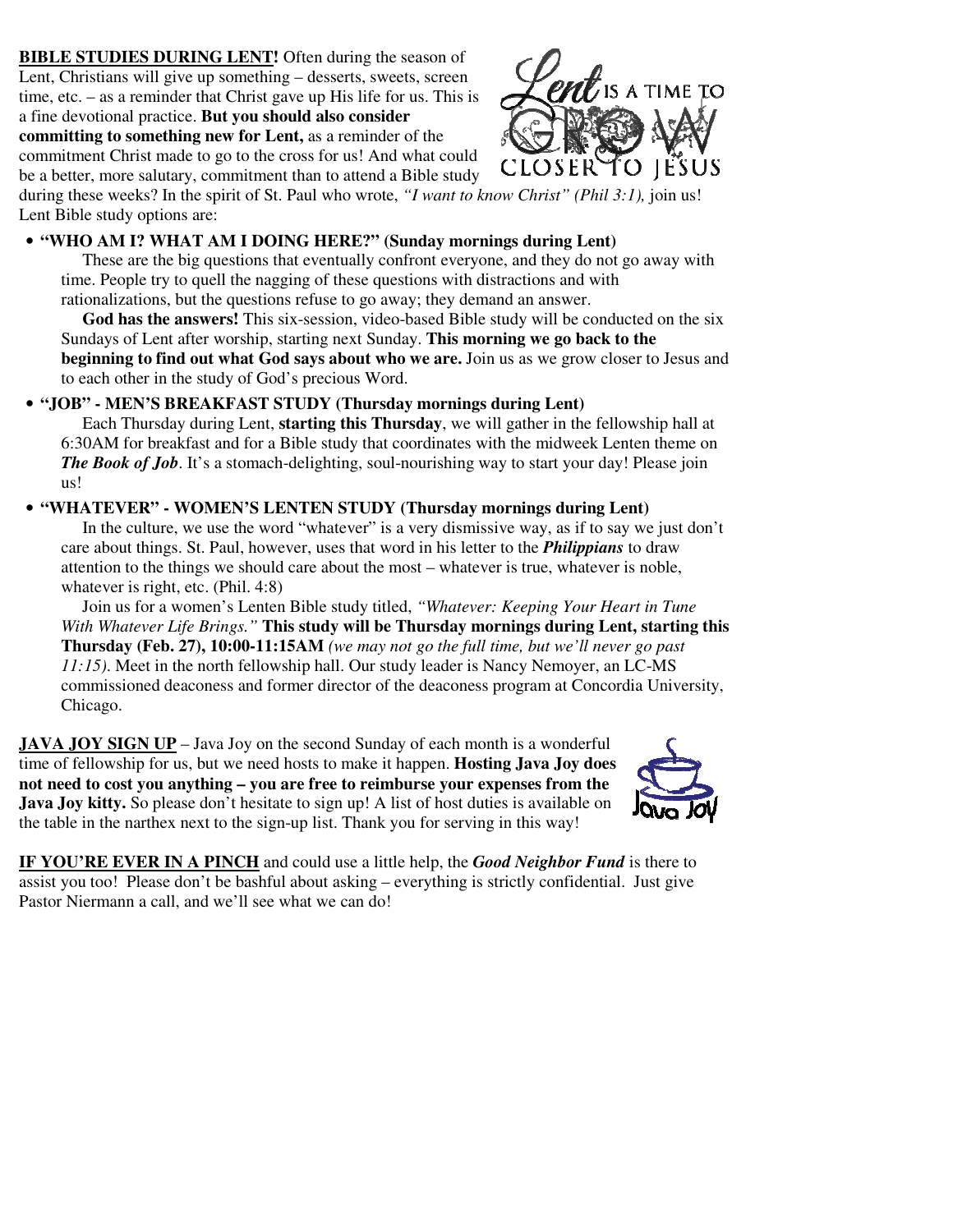**BIBLE STUDIES DURING LENT!** Often during the season of Lent, Christians will give up something – desserts, sweets, screen time, etc. – as a reminder that Christ gave up His life for us. This is a fine devotional practice. **But you should also consider committing to something new for Lent,** as a reminder of the commitment Christ made to go to the cross for us! And what could be a better, more salutary, commitment than to attend a Bible study during these weeks? In the spirit of St. Paul who wrote, *"I want to know Christ" (Phil 3:1),* join us! Lent Bible study options are:

- **"WHO AM I? WHAT AM I DOING HERE?" (Sunday mornings during Lent)**

  These are the big questions that eventually confront everyone, and they do not go away with time. People try to quell the nagging of these questions with distractions and with rationalizations, but the questions refuse to go away; they demand an answer.

  **God has the answers!** This six-session, video-based Bible study will be conducted on the six Sundays of Lent after worship, starting next Sunday. **This morning we go back to the beginning to find out what God says about who we are.** Join us as we grow closer to Jesus and to each other in the study of God's precious Word.

- **"JOB" - MEN'S BREAKFAST STUDY (Thursday mornings during Lent)**

  Each Thursday during Lent, **starting this Thursday**, we will gather in the fellowship hall at 6:30AM for breakfast and for a Bible study that coordinates with the midweek Lenten theme on ***The Book of Job***. It's a stomach-delighting, soul-nourishing way to start your day! Please join us!

- **"WHATEVER" - WOMEN'S LENTEN STUDY (Thursday mornings during Lent)**

  In the culture, we use the word "whatever" is a very dismissive way, as if to say we just don't care about things. St. Paul, however, uses that word in his letter to the ***Philippians*** to draw attention to the things we should care about the most – whatever is true, whatever is noble, whatever is right, etc. (Phil. 4:8)

  Join us for a women's Lenten Bible study titled, *"Whatever: Keeping Your Heart in Tune With Whatever Life Brings."* **This study will be Thursday mornings during Lent, starting this Thursday (Feb. 27), 10:00-11:15AM** *(we may not go the full time, but we'll never go past 11:15).* Meet in the north fellowship hall. Our study leader is Nancy Nemoyer, an LC-MS commissioned deaconess and former director of the deaconess program at Concordia University, Chicago.

**JAVA JOY SIGN UP** – Java Joy on the second Sunday of each month is a wonderful time of fellowship for us, but we need hosts to make it happen. **Hosting Java Joy does not need to cost you anything – you are free to reimburse your expenses from the Java Joy kitty.** So please don't hesitate to sign up! A list of host duties is available on the table in the narthex next to the sign-up list. Thank you for serving in this way!

**IF YOU'RE EVER IN A PINCH** and could use a little help, the ***Good Neighbor Fund*** is there to assist you too! Please don't be bashful about asking – everything is strictly confidential. Just give Pastor Niermann a call, and we'll see what we can do!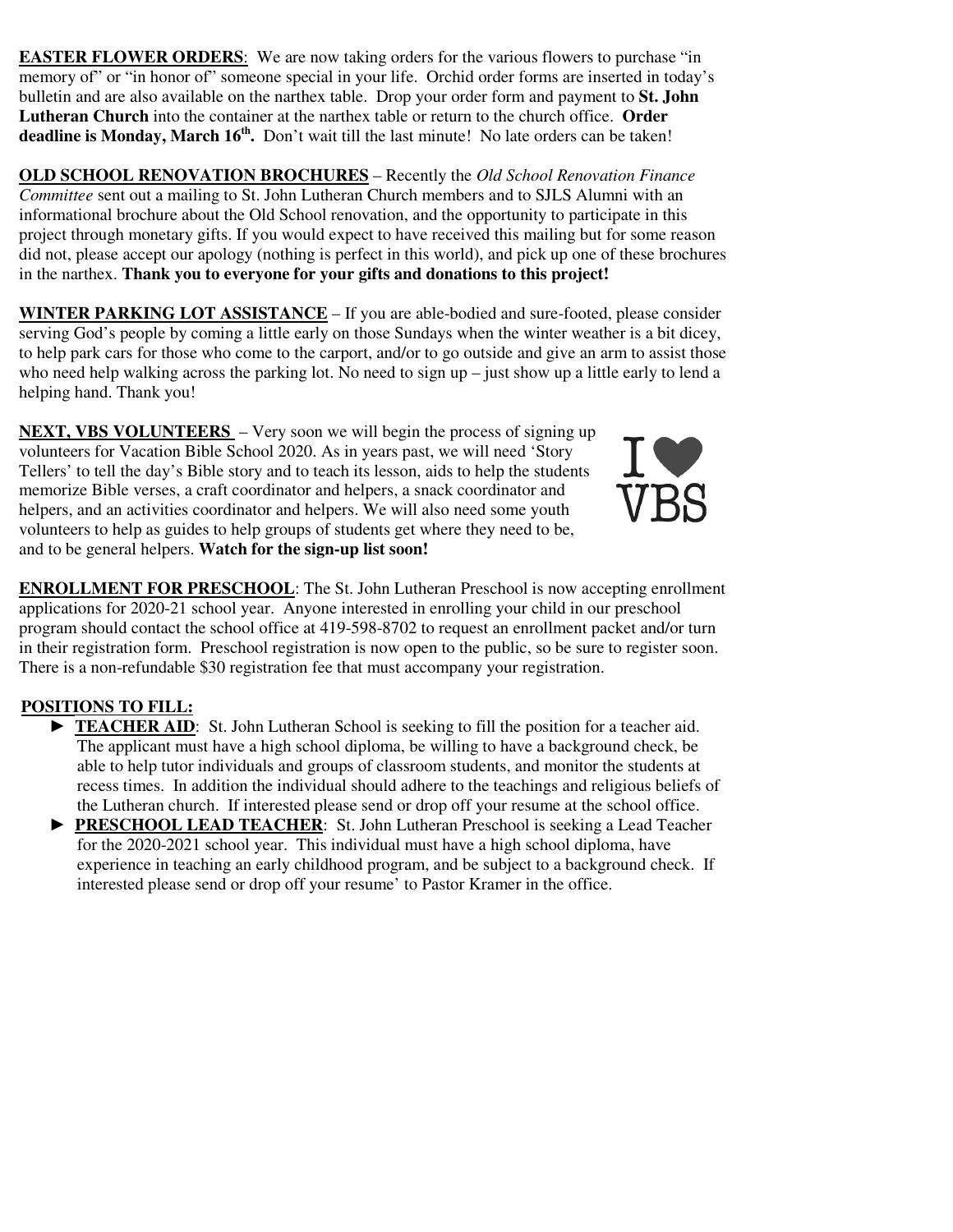**EASTER FLOWER ORDERS**: We are now taking orders for the various flowers to purchase "in memory of" or "in honor of" someone special in your life. Orchid order forms are inserted in today's bulletin and are also available on the narthex table. Drop your order form and payment to **St. John Lutheran Church** into the container at the narthex table or return to the church office. **Order deadline is Monday, March 16th.** Don't wait till the last minute! No late orders can be taken!

**OLD SCHOOL RENOVATION BROCHURES** – Recently the *Old School Renovation Finance Committee* sent out a mailing to St. John Lutheran Church members and to SJLS Alumni with an informational brochure about the Old School renovation, and the opportunity to participate in this project through monetary gifts. If you would expect to have received this mailing but for some reason did not, please accept our apology (nothing is perfect in this world), and pick up one of these brochures in the narthex. **Thank you to everyone for your gifts and donations to this project!**

**WINTER PARKING LOT ASSISTANCE** – If you are able-bodied and sure-footed, please consider serving God's people by coming a little early on those Sundays when the winter weather is a bit dicey, to help park cars for those who come to the carport, and/or to go outside and give an arm to assist those who need help walking across the parking lot. No need to sign up – just show up a little early to lend a helping hand. Thank you!

**NEXT, VBS VOLUNTEERS** – Very soon we will begin the process of signing up volunteers for Vacation Bible School 2020. As in years past, we will need 'Story Tellers' to tell the day's Bible story and to teach its lesson, aids to help the students memorize Bible verses, a craft coordinator and helpers, a snack coordinator and helpers, and an activities coordinator and helpers. We will also need some youth volunteers to help as guides to help groups of students get where they need to be, and to be general helpers. **Watch for the sign-up list soon!**

I ♥ VBS

**ENROLLMENT FOR PRESCHOOL**: The St. John Lutheran Preschool is now accepting enrollment applications for 2020-21 school year. Anyone interested in enrolling your child in our preschool program should contact the school office at 419-598-8702 to request an enrollment packet and/or turn in their registration form. Preschool registration is now open to the public, so be sure to register soon. There is a non-refundable $30 registration fee that must accompany your registration.

**POSITIONS TO FILL:**

- ► **TEACHER AID**: St. John Lutheran School is seeking to fill the position for a teacher aid. The applicant must have a high school diploma, be willing to have a background check, be able to help tutor individuals and groups of classroom students, and monitor the students at recess times. In addition the individual should adhere to the teachings and religious beliefs of the Lutheran church. If interested please send or drop off your resume at the school office.
- ► **PRESCHOOL LEAD TEACHER**: St. John Lutheran Preschool is seeking a Lead Teacher for the 2020-2021 school year. This individual must have a high school diploma, have experience in teaching an early childhood program, and be subject to a background check. If interested please send or drop off your resume' to Pastor Kramer in the office.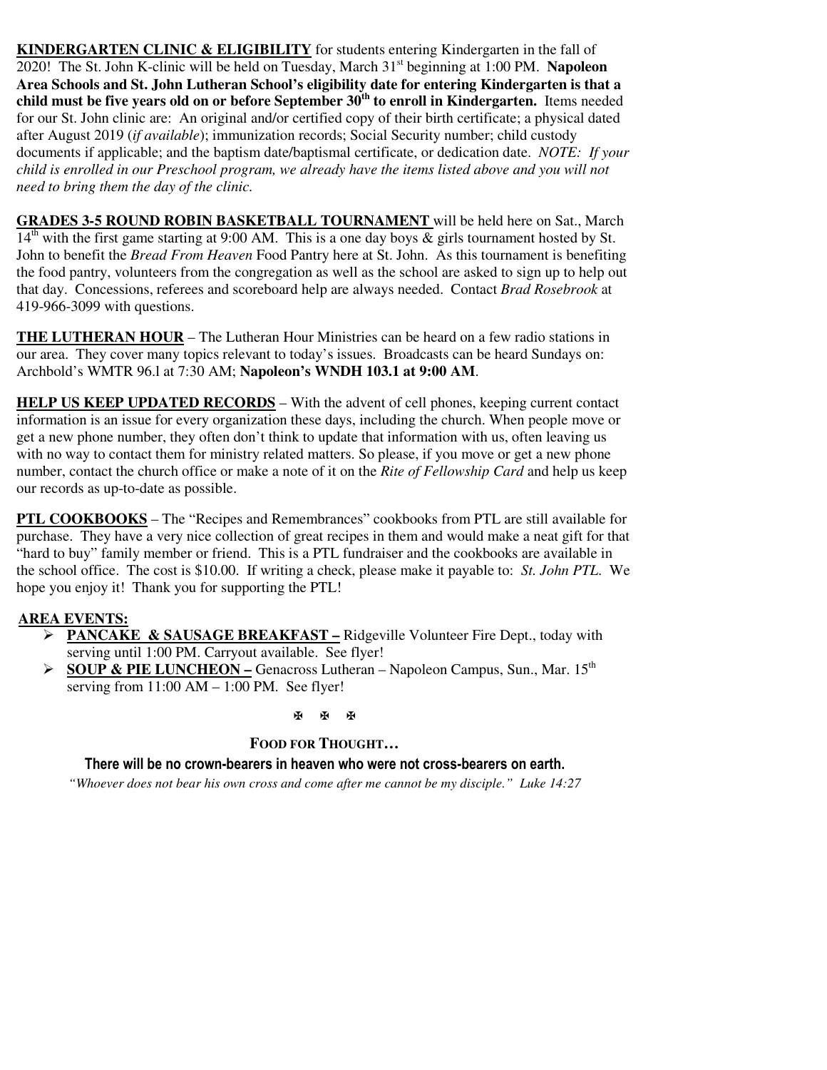**KINDERGARTEN CLINIC & ELIGIBILITY** for students entering Kindergarten in the fall of 2020! The St. John K-clinic will be held on Tuesday, March 31st beginning at 1:00 PM. **Napoleon Area Schools and St. John Lutheran School's eligibility date for entering Kindergarten is that a child must be five years old on or before September 30th to enroll in Kindergarten.** Items needed for our St. John clinic are: An original and/or certified copy of their birth certificate; a physical dated after August 2019 (*if available*); immunization records; Social Security number; child custody documents if applicable; and the baptism date/baptismal certificate, or dedication date. *NOTE: If your child is enrolled in our Preschool program, we already have the items listed above and you will not need to bring them the day of the clinic.*

**GRADES 3-5 ROUND ROBIN BASKETBALL TOURNAMENT** will be held here on Sat., March 14th with the first game starting at 9:00 AM. This is a one day boys & girls tournament hosted by St. John to benefit the *Bread From Heaven* Food Pantry here at St. John. As this tournament is benefiting the food pantry, volunteers from the congregation as well as the school are asked to sign up to help out that day. Concessions, referees and scoreboard help are always needed. Contact *Brad Rosebrook* at 419-966-3099 with questions.

**THE LUTHERAN HOUR** – The Lutheran Hour Ministries can be heard on a few radio stations in our area. They cover many topics relevant to today's issues. Broadcasts can be heard Sundays on: Archbold's WMTR 96.l at 7:30 AM; **Napoleon's WNDH 103.1 at 9:00 AM**.

**HELP US KEEP UPDATED RECORDS** – With the advent of cell phones, keeping current contact information is an issue for every organization these days, including the church. When people move or get a new phone number, they often don't think to update that information with us, often leaving us with no way to contact them for ministry related matters. So please, if you move or get a new phone number, contact the church office or make a note of it on the *Rite of Fellowship Card* and help us keep our records as up-to-date as possible.

**PTL COOKBOOKS** – The "Recipes and Remembrances" cookbooks from PTL are still available for purchase. They have a very nice collection of great recipes in them and would make a neat gift for that "hard to buy" family member or friend. This is a PTL fundraiser and the cookbooks are available in the school office. The cost is $10.00. If writing a check, please make it payable to: *St. John PTL.* We hope you enjoy it! Thank you for supporting the PTL!

**AREA EVENTS:**

- **PANCAKE & SAUSAGE BREAKFAST –** Ridgeville Volunteer Fire Dept., today with serving until 1:00 PM. Carryout available. See flyer!
- **SOUP & PIE LUNCHEON –** Genacross Lutheran – Napoleon Campus, Sun., Mar. 15th serving from 11:00 AM – 1:00 PM. See flyer!

✠ ✠ ✠

**FOOD FOR THOUGHT…**

**There will be no crown-bearers in heaven who were not cross-bearers on earth.**

*"Whoever does not bear his own cross and come after me cannot be my disciple." Luke 14:27*